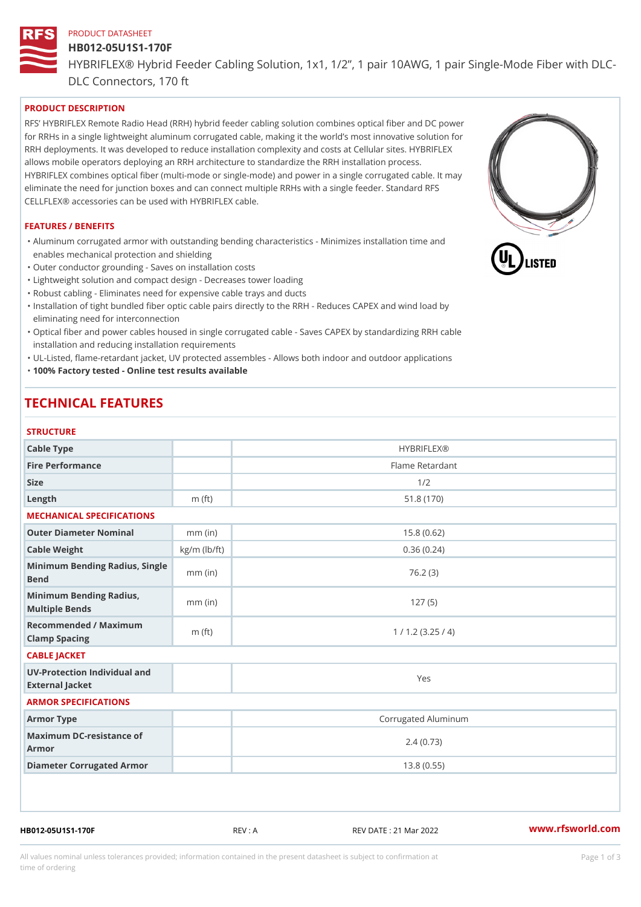PRODUCT DATASHEET

# HB012-05U1S1-170F

HYBRIFLEX® Hybrid Feeder Cabling Solution, 1x1, 1/2", 1 pair 10AWG, 1 pair Single-Mode Fiber with DLC-DLC Connectors, 170 ft

## PRODUCT DESCRIPTION

RFS' HYBRIFLEX Remote Radio Head (RRH) hybrid feeder cabling solution combines optical fiber and DC power for RRHs in a single lightweight aluminum corrugated cable, making it the world's most innovative solution for RRH deployments. It was developed to reduce installation complexity and costs at Cellular sites. HYBRIFLEX allows mobile operators deploying an RRH architecture to standardize the RRH installation process. HYBRIFLEX combines optical fiber (multi-mode or single-mode) and power in a single corrugated cable. It may eliminate the need for junction boxes and can connect multiple RRHs with a single feeder. Standard RFS CELLFLEX® accessories can be used with HYBRIFLEX cable.

## FEATURES / BENEFITS

- Aluminum corrugated armor with outstanding bending characteristics - Minimizes installation time and enables mechanical protection and shielding
- Outer conductor grounding - Saves on installation costs
- Lightweight solution and compact design - Decreases tower loading
- Robust cabling - Eliminates need for expensive cable trays and ducts
- Installation of tight bundled fiber optic cable pairs directly to the RRH - Reduces CAPEX and wind load by eliminating need for interconnection
- Optical fiber and power cables housed in single corrugated cable - Saves CAPEX by standardizing RRH cable installation and reducing installation requirements
- UL-Listed, flame-retardant jacket, UV protected assembles - Allows both indoor and outdoor applications
- **100% Factory tested - Online test results available**

# TECHNICAL FEATURES

### STRUCTURE

| | | |
|---|---|---|
| **Cable Type** | | HYBRIFLEX® |
| **Fire Performance** | | Flame Retardant |
| **Size** | | 1/2 |
| **Length** | m (ft) | 51.8 (170) |

### MECHANICAL SPECIFICATIONS

| | | |
|---|---|---|
| **Outer Diameter Nominal** | mm (in) | 15.8 (0.62) |
| **Cable Weight** | kg/m (lb/ft) | 0.36 (0.24) |
| **Minimum Bending Radius, Single Bend** | mm (in) | 76.2 (3) |
| **Minimum Bending Radius, Multiple Bends** | mm (in) | 127 (5) |
| **Recommended / Maximum Clamp Spacing** | m (ft) | 1 / 1.2 (3.25 / 4) |

### CABLE JACKET

| | | |
|---|---|---|
| **UV-Protection Individual and External Jacket** | | Yes |

### ARMOR SPECIFICATIONS

| | | |
|---|---|---|
| **Armor Type** | | Corrugated Aluminum |
| **Maximum DC-resistance of Armor** | | 2.4 (0.73) |
| **Diameter Corrugated Armor** | | 13.8 (0.55) |

HB012-05U1S1-170F REV : A REV DATE : 21 Mar 2022 www.rfsworld.com

All values nominal unless tolerances provided; information contained in the present datasheet is subject to confirmation at time of ordering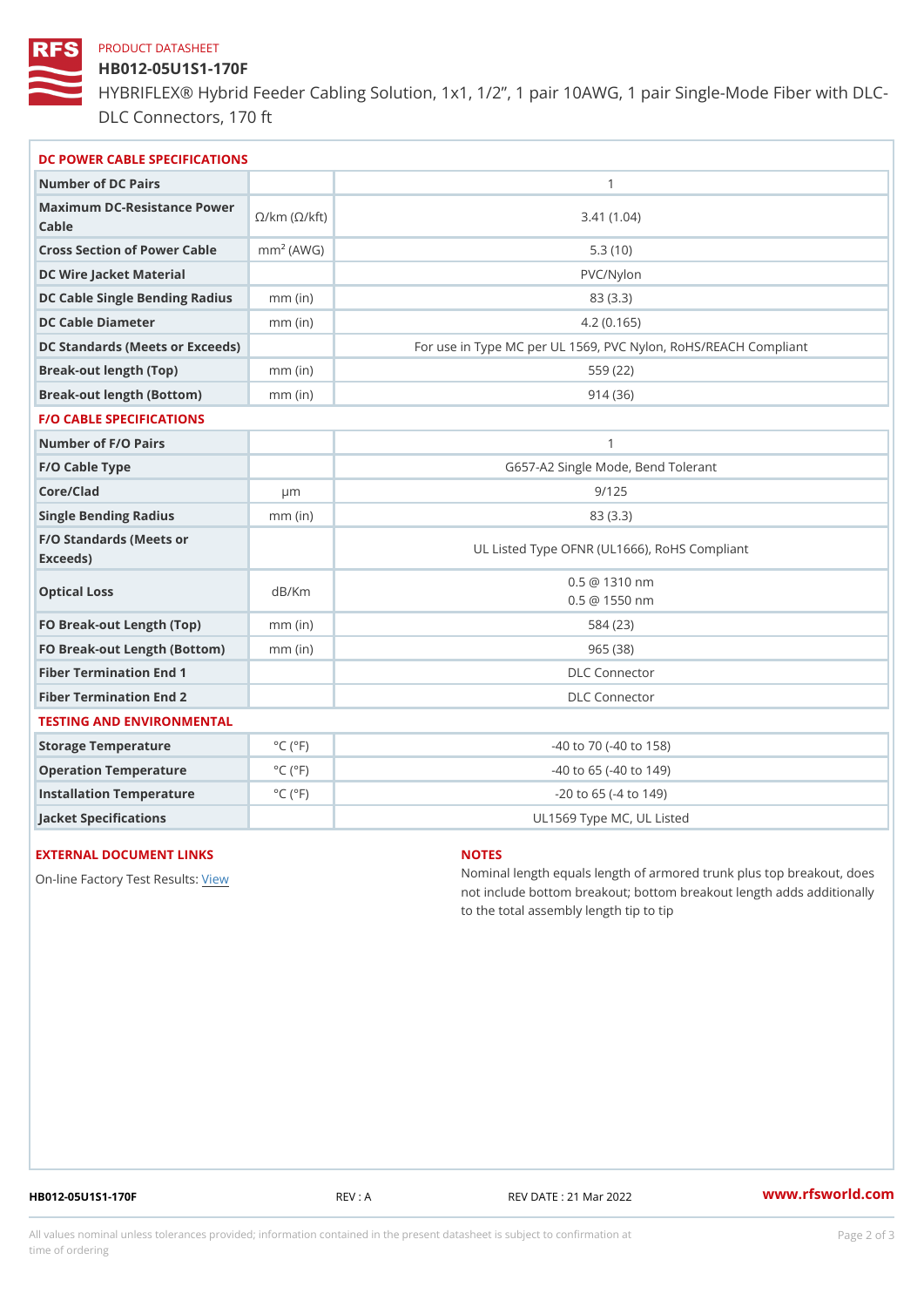PRODUCT DATASHEET

# HB012-05U1S1-170F

HYBRIFLEX® Hybrid Feeder Cabling Solution, 1x1, 1/2”, 1 pair 10AWG, 1 pair Single-Mode Fiber with DLC-DLC Connectors, 170 ft

## DC POWER CABLE SPECIFICATIONS

| | | |
|---|---|---|
| Number of DC Pairs | | 1 |
| Maximum DC-Resistance Power Cable | Ω/km (Ω/kft) | 3.41 (1.04) |
| Cross Section of Power Cable | $mm^2$ (AWG) | 5.3 (10) |
| DC Wire Jacket Material | | PVC/Nylon |
| DC Cable Single Bending Radius | mm (in) | 83 (3.3) |
| DC Cable Diameter | mm (in) | 4.2 (0.165) |
| DC Standards (Meets or Exceeds) | | For use in Type MC per UL 1569, PVC Nylon, RoHS/REACH Compliant |
| Break-out length (Top) | mm (in) | 559 (22) |
| Break-out length (Bottom) | mm (in) | 914 (36) |

## F/O CABLE SPECIFICATIONS

| | | |
|---|---|---|
| Number of F/O Pairs | | 1 |
| F/O Cable Type | | G657-A2 Single Mode, Bend Tolerant |
| Core/Clad | μm | 9/125 |
| Single Bending Radius | mm (in) | 83 (3.3) |
| F/O Standards (Meets or Exceeds) | | UL Listed Type OFNR (UL1666), RoHS Compliant |
| Optical Loss | dB/Km | 0.5 @ 1310 nm<br>0.5 @ 1550 nm |
| FO Break-out Length (Top) | mm (in) | 584 (23) |
| FO Break-out Length (Bottom) | mm (in) | 965 (38) |
| Fiber Termination End 1 | | DLC Connector |
| Fiber Termination End 2 | | DLC Connector |

## TESTING AND ENVIRONMENTAL

| | | |
|---|---|---|
| Storage Temperature | °C (°F) | -40 to 70 (-40 to 158) |
| Operation Temperature | °C (°F) | -40 to 65 (-40 to 149) |
| Installation Temperature | °C (°F) | -20 to 65 (-4 to 149) |
| Jacket Specifications | | UL1569 Type MC, UL Listed |

## EXTERNAL DOCUMENT LINKS

On-line Factory Test Results: View

## NOTES

Nominal length equals length of armored trunk plus top breakout, does not include bottom breakout; bottom breakout length adds additionally to the total assembly length tip to tip

HB012-05U1S1-170F REV : A REV DATE : 21 Mar 2022 www.rfsworld.com

All values nominal unless tolerances provided; information contained in the present datasheet is subject to confirmation at time of ordering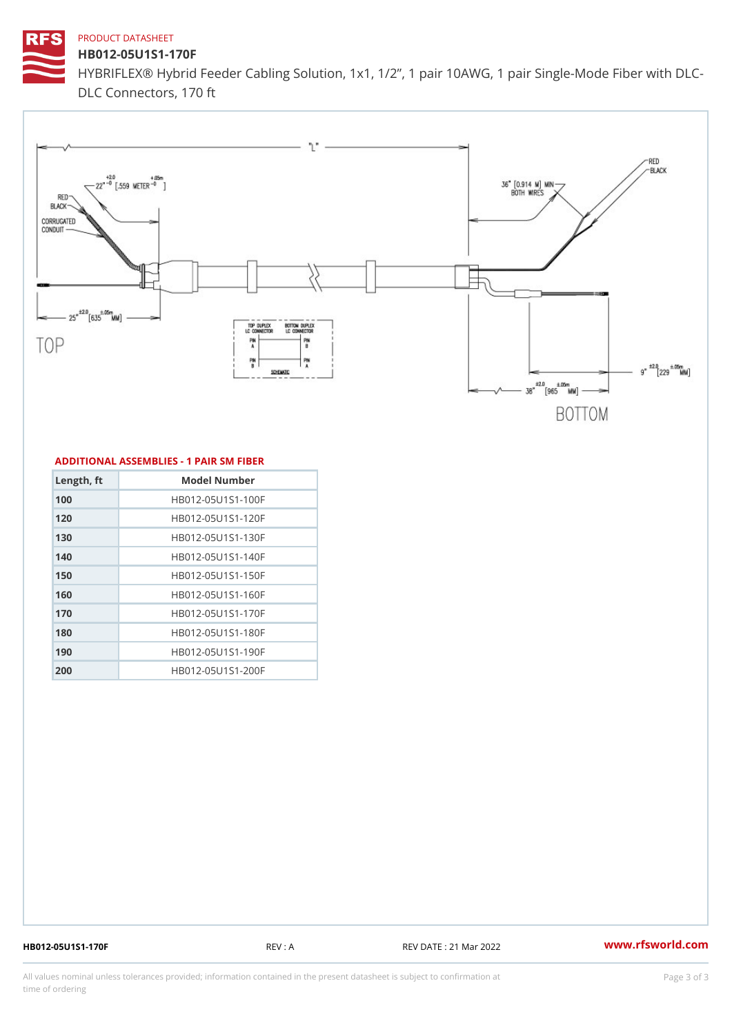"L"

RED
BLACK
CORRUGATED CONDUIT

22" ±2.0 [.559 METER +.05m]

36" [0.914 M] MIN BOTH WIRES

RED
BLACK

25" ±2.0 [635 ±.05m MM]

TOP

TOP DUPLEX LC CONNECTOR
BOTTOM DUPLEX LC CONNECTOR
PIN A
PIN B
PIN B
PIN A
SCHEMATIC

9" ±2.0 [229 ±.05m MM]

38" ±2.0 [965 ±.05m MM]

BOTTOM

## ADDITIONAL ASSEMBLIES - 1 PAIR SM FIBER

| Length, ft | Model Number |
| --- | --- |
| 100 | HB012-05U1S1-100F |
| 120 | HB012-05U1S1-120F |
| 130 | HB012-05U1S1-130F |
| 140 | HB012-05U1S1-140F |
| 150 | HB012-05U1S1-150F |
| 160 | HB012-05U1S1-160F |
| 170 | HB012-05U1S1-170F |
| 180 | HB012-05U1S1-180F |
| 190 | HB012-05U1S1-190F |
| 200 | HB012-05U1S1-200F |